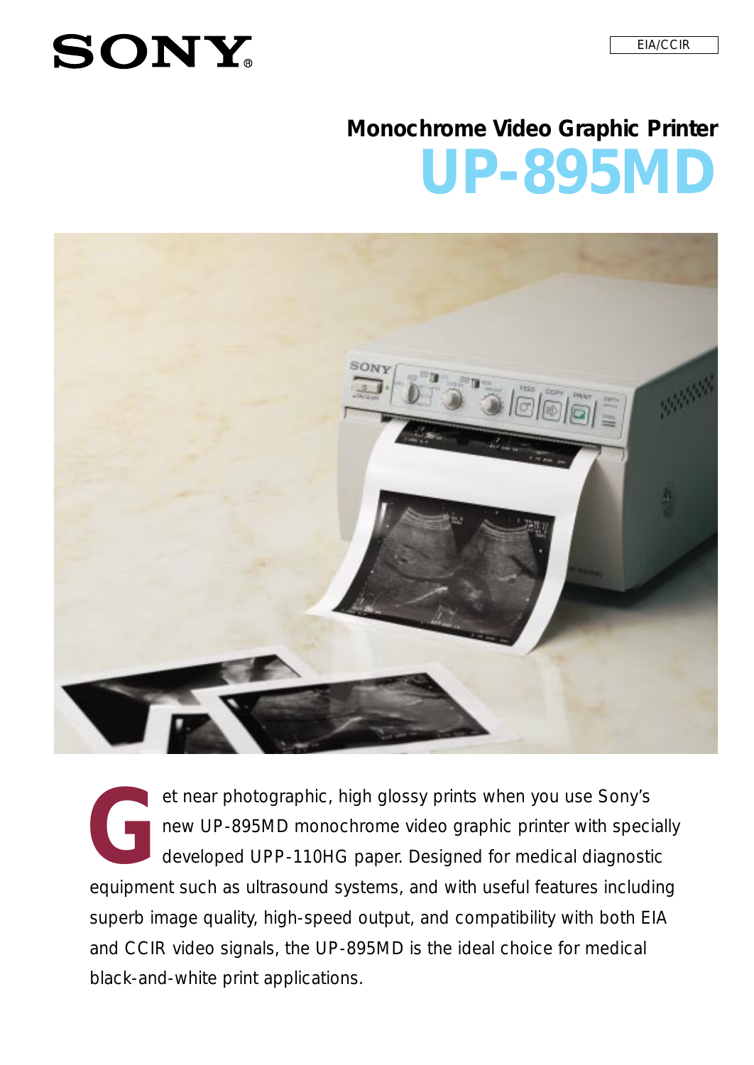SONY

EIA/CCIR

## Monochrome Video Graphic Printer

# UP-895MD

Get near photographic, high glossy prints when you use Sony's new UP-895MD monochrome video graphic printer with specially developed UPP-110HG paper. Designed for medical diagnostic equipment such as ultrasound systems, and with useful features including superb image quality, high-speed output, and compatibility with both EIA and CCIR video signals, the UP-895MD is the ideal choice for medical black-and-white print applications.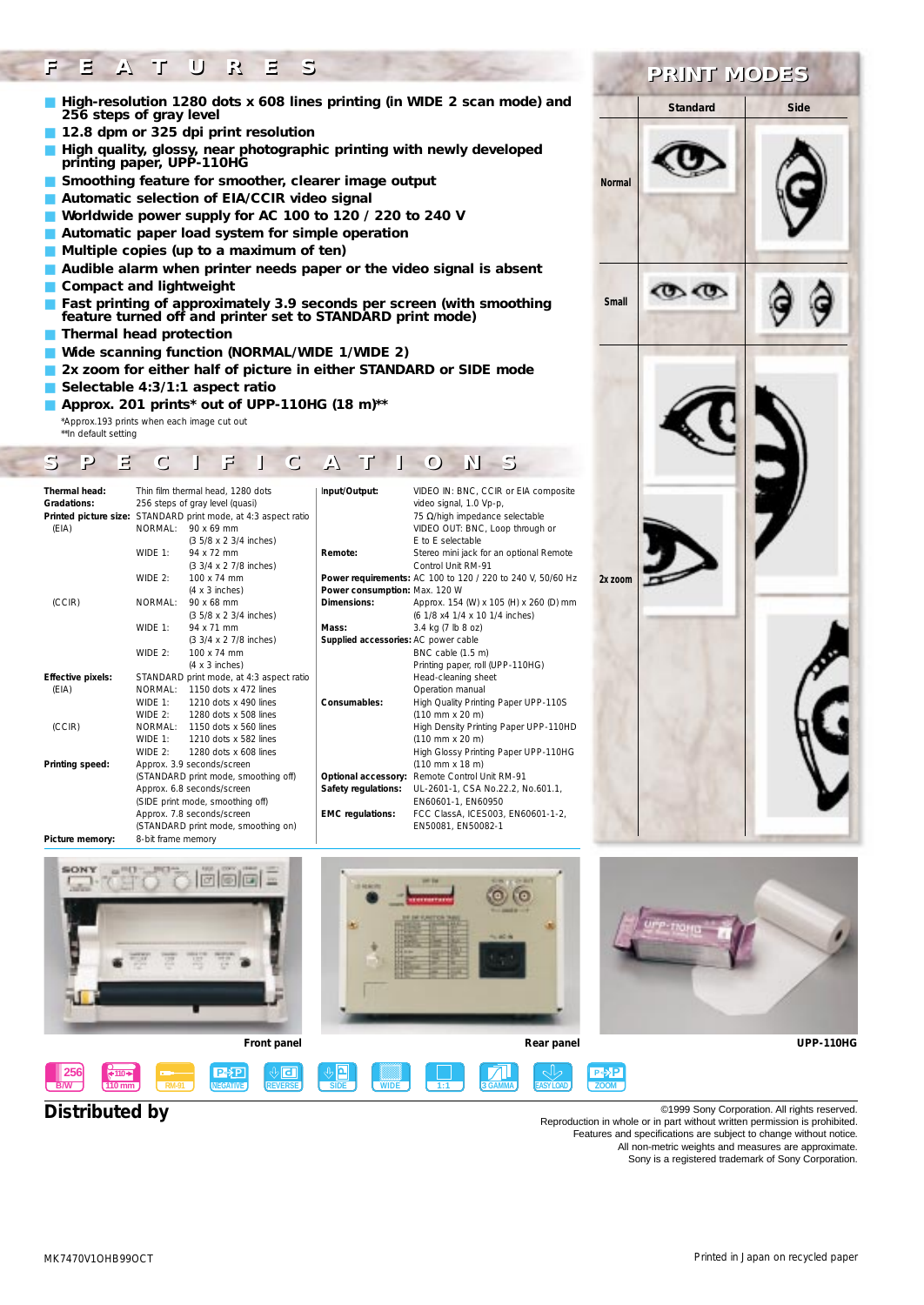## FEATURES

- High-resolution 1280 dots x 608 lines printing (in WIDE 2 scan mode) and 256 steps of gray level
- 12.8 dpm or 325 dpi print resolution
- High quality, glossy, near photographic printing with newly developed printing paper, UPP-110HG
- Smoothing feature for smoother, clearer image output
- Automatic selection of EIA/CCIR video signal
- Worldwide power supply for AC 100 to 120 / 220 to 240 V
- Automatic paper load system for simple operation
- Multiple copies (up to a maximum of ten)
- Audible alarm when printer needs paper or the video signal is absent
- Compact and lightweight
- Fast printing of approximately 3.9 seconds per screen (with smoothing feature turned off and printer set to STANDARD print mode)
- Thermal head protection
- Wide scanning function (NORMAL/WIDE 1/WIDE 2)
- 2x zoom for either half of picture in either STANDARD or SIDE mode
- Selectable 4:3/1:1 aspect ratio
- Approx. 201 prints* out of UPP-110HG (18 m)**

*Approx.193 prints when each image cut out
**In default setting

## PRINT MODES

| | Standard | Side |
|---|---|---|
| Normal | | |
| Small | | |
| 2x zoom | | |

## SPECIFICATIONS

| | | | |
|---|---|---|---|
| **Thermal head:** | Thin film thermal head, 1280 dots | | |
| **Gradations:** | 256 steps of gray level (quasi) | | |
| **Printed picture size:** | STANDARD print mode, at 4:3 aspect ratio | | |
| (EIA) | NORMAL: | 90 x 69 mm (3 5/8 x 2 3/4 inches) | |
| | WIDE 1: | 94 x 72 mm (3 3/4 x 2 7/8 inches) | |
| | WIDE 2: | 100 x 74 mm (4 x 3 inches) | |
| (CCIR) | NORMAL: | 90 x 68 mm (3 5/8 x 2 3/4 inches) | |
| | WIDE 1: | 94 x 71 mm (3 3/4 x 2 7/8 inches) | |
| | WIDE 2: | 100 x 74 mm (4 x 3 inches) | |
| **Effective pixels:** | STANDARD print mode, at 4:3 aspect ratio | | |
| (EIA) | NORMAL: | 1150 dots x 472 lines | |
| | WIDE 1: | 1210 dots x 490 lines | |
| | WIDE 2: | 1280 dots x 508 lines | |
| (CCIR) | NORMAL: | 1150 dots x 560 lines | |
| | WIDE 1: | 1210 dots x 582 lines | |
| | WIDE 2: | 1280 dots x 608 lines | |
| **Printing speed:** | Approx. 3.9 seconds/screen (STANDARD print mode, smoothing off) | | |
| | Approx. 6.8 seconds/screen (SIDE print mode, smoothing off) | | |
| | Approx. 7.8 seconds/screen (STANDARD print mode, smoothing on) | | |
| **Picture memory:** | 8-bit frame memory | | |

| | |
|---|---|
| **Input/Output:** | VIDEO IN: BNC, CCIR or EIA composite video signal, 1.0 Vp-p, 75 Ω/high impedance selectable; VIDEO OUT: BNC, Loop through or E to E selectable |
| **Remote:** | Stereo mini jack for an optional Remote Control Unit RM-91 |
| **Power requirements:** | AC 100 to 120 / 220 to 240 V, 50/60 Hz |
| **Power consumption:** | Max. 120 W |
| **Dimensions:** | Approx. 154 (W) x 105 (H) x 260 (D) mm (6 1/8 x4 1/4 x 10 1/4 inches) |
| **Mass:** | 3.4 kg (7 lb 8 oz) |
| **Supplied accessories:** | AC power cable; BNC cable (1.5 m); Printing paper, roll (UPP-110HG); Head-cleaning sheet; Operation manual |
| **Consumables:** | High Quality Printing Paper UPP-110S (110 mm x 20 m); High Density Printing Paper UPP-110HD (110 mm x 20 m); High Glossy Printing Paper UPP-110HG (110 mm x 18 m) |
| **Optional accessory:** | Remote Control Unit RM-91 |
| **Safety regulations:** | UL-2601-1, CSA No.22.2, No.601.1, EN60601-1, EN60950 |
| **EMC regulations:** | FCC ClassA, ICES003, EN60601-1-2, EN50081, EN50082-1 |

Front panel

Rear panel

UPP-110HG

256 B/W | 110 mm | RM-91 | NEGATIVE | REVERSE | SIDE | WIDE | 1:1 | 3 GAMMA | EASY LOAD | ZOOM

**Distributed by**

©1999 Sony Corporation. All rights reserved.
Reproduction in whole or in part without written permission is prohibited.
Features and specifications are subject to change without notice.
All non-metric weights and measures are approximate.
Sony is a registered trademark of Sony Corporation.

MK7470V1OHB99OCT

Printed in Japan on recycled paper